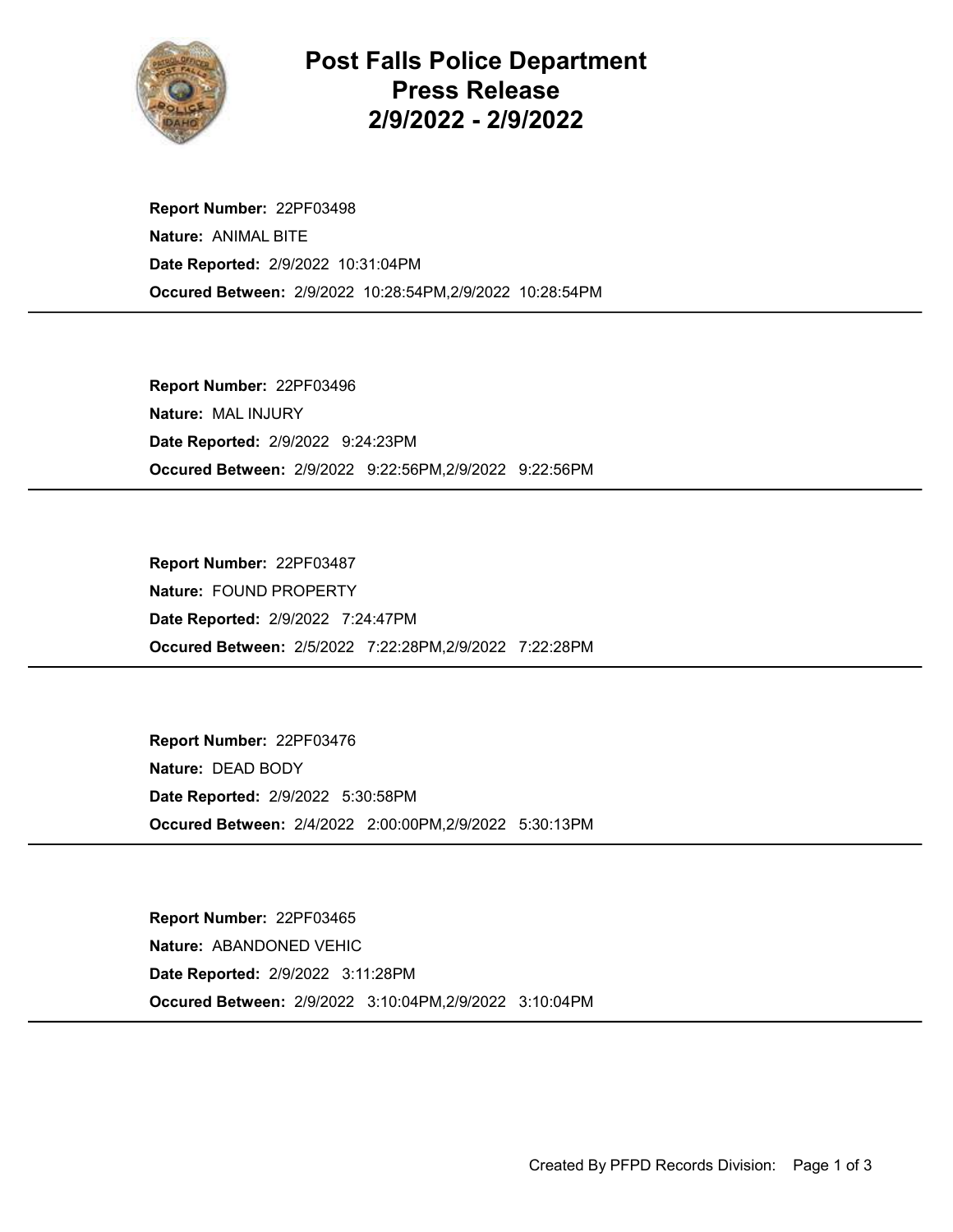# Post Falls Police Department Press Release 2/9/2022 - 2/9/2022

**Report Number:** 22PF03498
**Nature:** ANIMAL BITE
**Date Reported:** 2/9/2022 10:31:04PM
**Occured Between:** 2/9/2022 10:28:54PM,2/9/2022 10:28:54PM

---

**Report Number:** 22PF03496
**Nature:** MAL INJURY
**Date Reported:** 2/9/2022 9:24:23PM
**Occured Between:** 2/9/2022 9:22:56PM,2/9/2022 9:22:56PM

---

**Report Number:** 22PF03487
**Nature:** FOUND PROPERTY
**Date Reported:** 2/9/2022 7:24:47PM
**Occured Between:** 2/5/2022 7:22:28PM,2/9/2022 7:22:28PM

---

**Report Number:** 22PF03476
**Nature:** DEAD BODY
**Date Reported:** 2/9/2022 5:30:58PM
**Occured Between:** 2/4/2022 2:00:00PM,2/9/2022 5:30:13PM

---

**Report Number:** 22PF03465
**Nature:** ABANDONED VEHIC
**Date Reported:** 2/9/2022 3:11:28PM
**Occured Between:** 2/9/2022 3:10:04PM,2/9/2022 3:10:04PM

---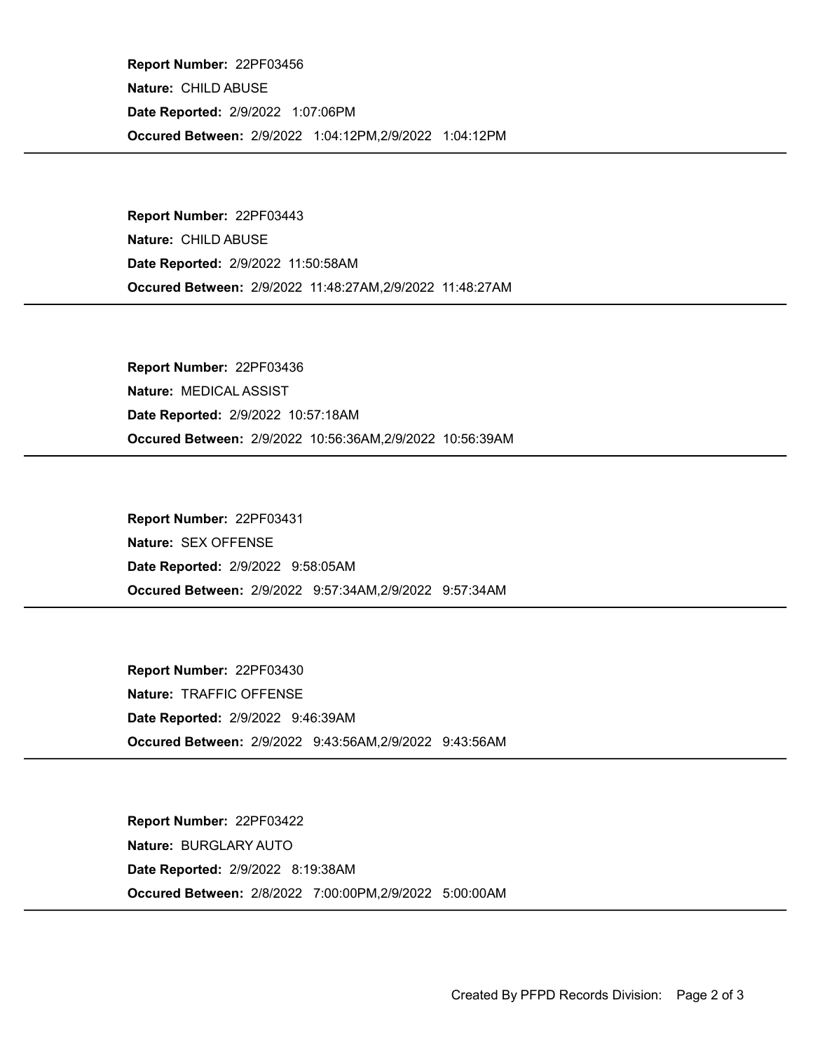**Report Number:** 22PF03456
**Nature:** CHILD ABUSE
**Date Reported:** 2/9/2022 1:07:06PM
**Occured Between:** 2/9/2022 1:04:12PM,2/9/2022 1:04:12PM

---

**Report Number:** 22PF03443
**Nature:** CHILD ABUSE
**Date Reported:** 2/9/2022 11:50:58AM
**Occured Between:** 2/9/2022 11:48:27AM,2/9/2022 11:48:27AM

---

**Report Number:** 22PF03436
**Nature:** MEDICAL ASSIST
**Date Reported:** 2/9/2022 10:57:18AM
**Occured Between:** 2/9/2022 10:56:36AM,2/9/2022 10:56:39AM

---

**Report Number:** 22PF03431
**Nature:** SEX OFFENSE
**Date Reported:** 2/9/2022 9:58:05AM
**Occured Between:** 2/9/2022 9:57:34AM,2/9/2022 9:57:34AM

---

**Report Number:** 22PF03430
**Nature:** TRAFFIC OFFENSE
**Date Reported:** 2/9/2022 9:46:39AM
**Occured Between:** 2/9/2022 9:43:56AM,2/9/2022 9:43:56AM

---

**Report Number:** 22PF03422
**Nature:** BURGLARY AUTO
**Date Reported:** 2/9/2022 8:19:38AM
**Occured Between:** 2/8/2022 7:00:00PM,2/9/2022 5:00:00AM

---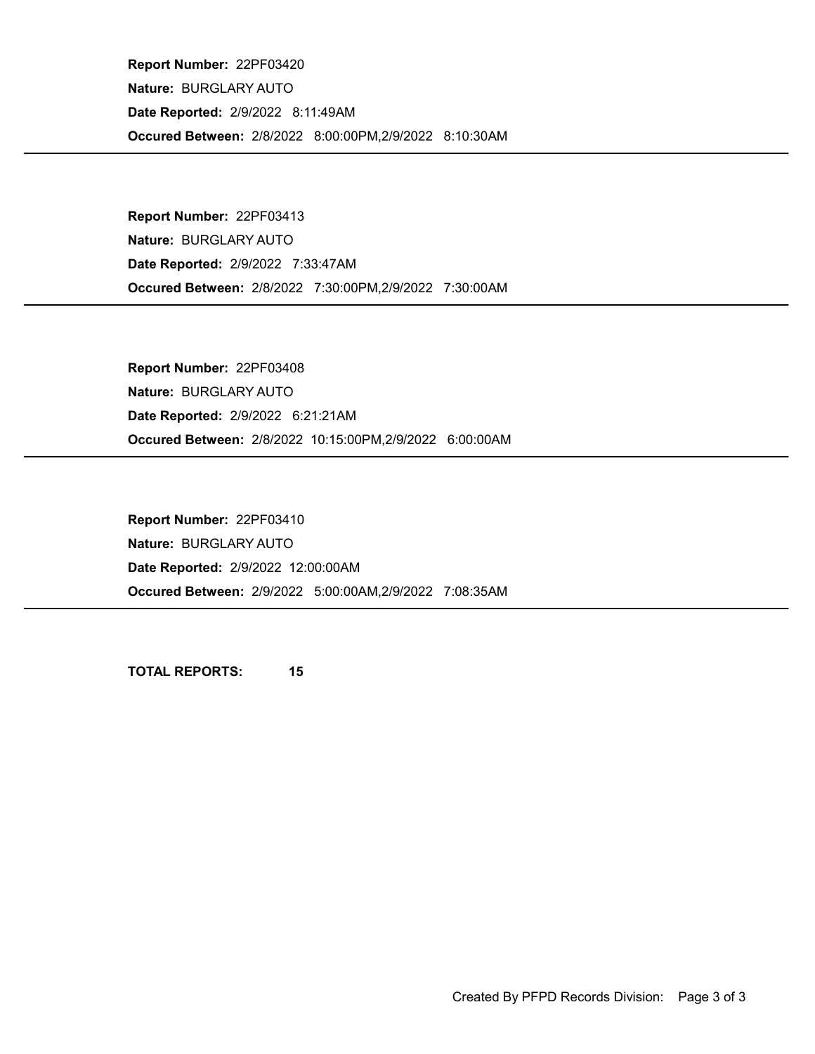**Report Number:** 22PF03420

**Nature:** BURGLARY AUTO

**Date Reported:** 2/9/2022 8:11:49AM

**Occured Between:** 2/8/2022 8:00:00PM,2/9/2022 8:10:30AM

---

**Report Number:** 22PF03413

**Nature:** BURGLARY AUTO

**Date Reported:** 2/9/2022 7:33:47AM

**Occured Between:** 2/8/2022 7:30:00PM,2/9/2022 7:30:00AM

---

**Report Number:** 22PF03408

**Nature:** BURGLARY AUTO

**Date Reported:** 2/9/2022 6:21:21AM

**Occured Between:** 2/8/2022 10:15:00PM,2/9/2022 6:00:00AM

---

**Report Number:** 22PF03410

**Nature:** BURGLARY AUTO

**Date Reported:** 2/9/2022 12:00:00AM

**Occured Between:** 2/9/2022 5:00:00AM,2/9/2022 7:08:35AM

---

**TOTAL REPORTS: 15**

Created By PFPD Records Division: